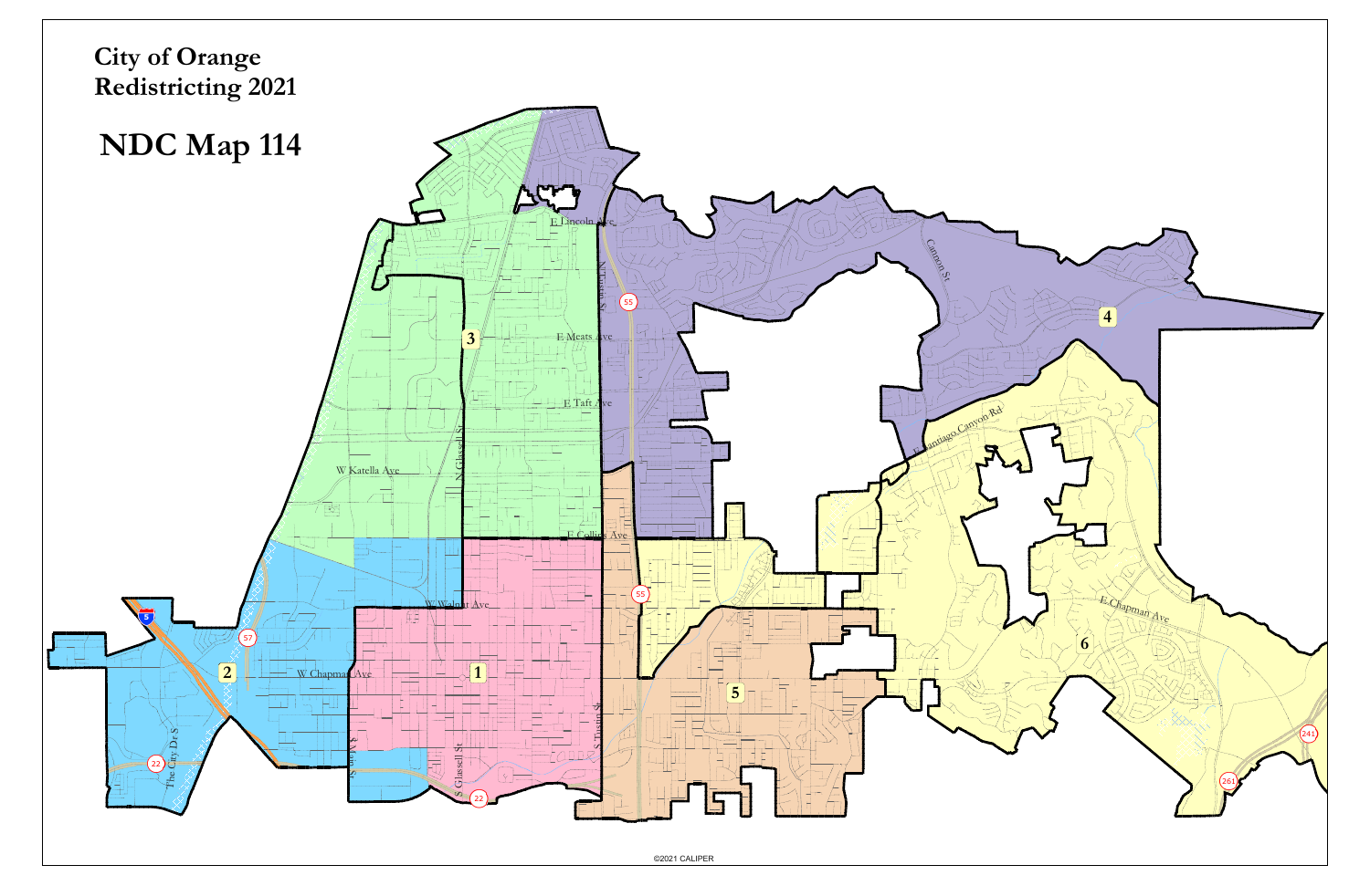# City of Orange
# Redistricting 2021

## NDC Map 114

E Lincoln Ave

N Tustin St

55

3

E Meats Ave

E Taft Ave

Cannon St

4

N Glassell St

W Katella Ave

E Santiago Canyon Rd

E Collins Ave

55

W Walnut Ave

E Chapman Ave

5

57

2

W Chapman Ave

1

6

5

S Main St

S Tustin St

S Glassell St

The City Dr S

22

22

241

261

©2021 CALIPER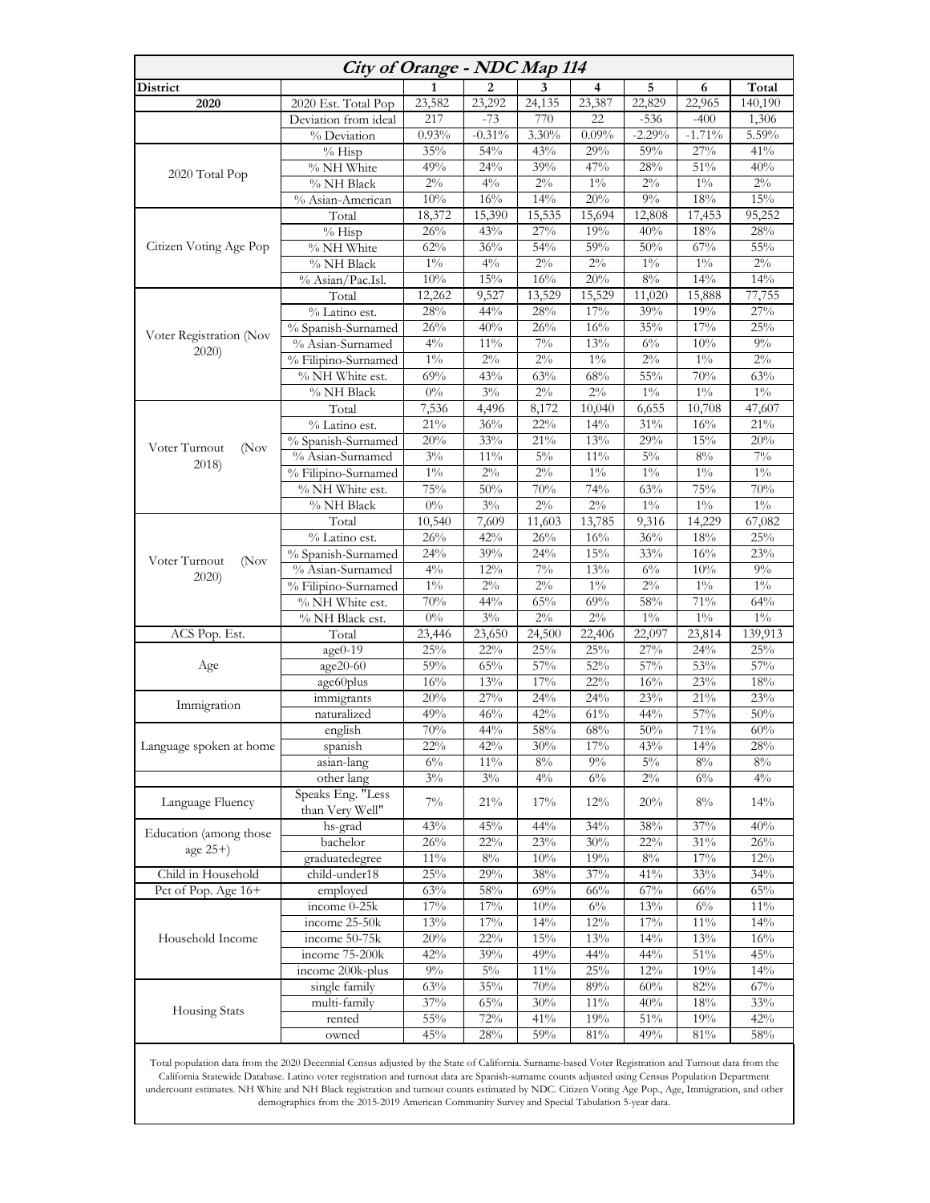# City of Orange - NDC Map 114

| District | | 1 | 2 | 3 | 4 | 5 | 6 | Total |
|---|---|---|---|---|---|---|---|---|
| 2020 | 2020 Est. Total Pop | 23,582 | 23,292 | 24,135 | 23,387 | 22,829 | 22,965 | 140,190 |
| | Deviation from ideal | 217 | -73 | 770 | 22 | -536 | -400 | 1,306 |
| | % Deviation | 0.93% | -0.31% | 3.30% | 0.09% | -2.29% | -1.71% | 5.59% |
| 2020 Total Pop | % Hisp | 35% | 54% | 43% | 29% | 59% | 27% | 41% |
| | % NH White | 49% | 24% | 39% | 47% | 28% | 51% | 40% |
| | % NH Black | 2% | 4% | 2% | 1% | 2% | 1% | 2% |
| | % Asian-American | 10% | 16% | 14% | 20% | 9% | 18% | 15% |
| Citizen Voting Age Pop | Total | 18,372 | 15,390 | 15,535 | 15,694 | 12,808 | 17,453 | 95,252 |
| | % Hisp | 26% | 43% | 27% | 19% | 40% | 18% | 28% |
| | % NH White | 62% | 36% | 54% | 59% | 50% | 67% | 55% |
| | % NH Black | 1% | 4% | 2% | 2% | 1% | 1% | 2% |
| | % Asian/Pac.Isl. | 10% | 15% | 16% | 20% | 8% | 14% | 14% |
| Voter Registration (Nov 2020) | Total | 12,262 | 9,527 | 13,529 | 15,529 | 11,020 | 15,888 | 77,755 |
| | % Latino est. | 28% | 44% | 28% | 17% | 39% | 19% | 27% |
| | % Spanish-Surnamed | 26% | 40% | 26% | 16% | 35% | 17% | 25% |
| | % Asian-Surnamed | 4% | 11% | 7% | 13% | 6% | 10% | 9% |
| | % Filipino-Surnamed | 1% | 2% | 2% | 1% | 2% | 1% | 2% |
| | % NH White est. | 69% | 43% | 63% | 68% | 55% | 70% | 63% |
| | % NH Black | 0% | 3% | 2% | 2% | 1% | 1% | 1% |
| Voter Turnout (Nov 2018) | Total | 7,536 | 4,496 | 8,172 | 10,040 | 6,655 | 10,708 | 47,607 |
| | % Latino est. | 21% | 36% | 22% | 14% | 31% | 16% | 21% |
| | % Spanish-Surnamed | 20% | 33% | 21% | 13% | 29% | 15% | 20% |
| | % Asian-Surnamed | 3% | 11% | 5% | 11% | 5% | 8% | 7% |
| | % Filipino-Surnamed | 1% | 2% | 2% | 1% | 1% | 1% | 1% |
| | % NH White est. | 75% | 50% | 70% | 74% | 63% | 75% | 70% |
| | % NH Black | 0% | 3% | 2% | 2% | 1% | 1% | 1% |
| Voter Turnout (Nov 2020) | Total | 10,540 | 7,609 | 11,603 | 13,785 | 9,316 | 14,229 | 67,082 |
| | % Latino est. | 26% | 42% | 26% | 16% | 36% | 18% | 25% |
| | % Spanish-Surnamed | 24% | 39% | 24% | 15% | 33% | 16% | 23% |
| | % Asian-Surnamed | 4% | 12% | 7% | 13% | 6% | 10% | 9% |
| | % Filipino-Surnamed | 1% | 2% | 2% | 1% | 2% | 1% | 1% |
| | % NH White est. | 70% | 44% | 65% | 69% | 58% | 71% | 64% |
| | % NH Black est. | 0% | 3% | 2% | 2% | 1% | 1% | 1% |
| ACS Pop. Est. | Total | 23,446 | 23,650 | 24,500 | 22,406 | 22,097 | 23,814 | 139,913 |
| Age | age0-19 | 25% | 22% | 25% | 25% | 27% | 24% | 25% |
| | age20-60 | 59% | 65% | 57% | 52% | 57% | 53% | 57% |
| | age60plus | 16% | 13% | 17% | 22% | 16% | 23% | 18% |
| Immigration | immigrants | 20% | 27% | 24% | 24% | 23% | 21% | 23% |
| | naturalized | 49% | 46% | 42% | 61% | 44% | 57% | 50% |
| Language spoken at home | english | 70% | 44% | 58% | 68% | 50% | 71% | 60% |
| | spanish | 22% | 42% | 30% | 17% | 43% | 14% | 28% |
| | asian-lang | 6% | 11% | 8% | 9% | 5% | 8% | 8% |
| | other lang | 3% | 3% | 4% | 6% | 2% | 6% | 4% |
| Language Fluency | Speaks Eng. "Less than Very Well" | 7% | 21% | 17% | 12% | 20% | 8% | 14% |
| Education (among those age 25+) | hs-grad | 43% | 45% | 44% | 34% | 38% | 37% | 40% |
| | bachelor | 26% | 22% | 23% | 30% | 22% | 31% | 26% |
| | graduatedegree | 11% | 8% | 10% | 19% | 8% | 17% | 12% |
| Child in Household | child-under18 | 25% | 29% | 38% | 37% | 41% | 33% | 34% |
| Pct of Pop. Age 16+ | employed | 63% | 58% | 69% | 66% | 67% | 66% | 65% |
| Household Income | income 0-25k | 17% | 17% | 10% | 6% | 13% | 6% | 11% |
| | income 25-50k | 13% | 17% | 14% | 12% | 17% | 11% | 14% |
| | income 50-75k | 20% | 22% | 15% | 13% | 14% | 13% | 16% |
| | income 75-200k | 42% | 39% | 49% | 44% | 44% | 51% | 45% |
| | income 200k-plus | 9% | 5% | 11% | 25% | 12% | 19% | 14% |
| Housing Stats | single family | 63% | 35% | 70% | 89% | 60% | 82% | 67% |
| | multi-family | 37% | 65% | 30% | 11% | 40% | 18% | 33% |
| | rented | 55% | 72% | 41% | 19% | 51% | 19% | 42% |
| | owned | 45% | 28% | 59% | 81% | 49% | 81% | 58% |

Total population data from the 2020 Decennial Census adjusted by the State of California. Surname-based Voter Registration and Turnout data from the California Statewide Database. Latino voter registration and turnout data are Spanish-surname counts adjusted using Census Population Department undercount estimates. NH White and NH Black registration and turnout counts estimated by NDC. Citizen Voting Age Pop., Age, Immigration, and other demographics from the 2015-2019 American Community Survey and Special Tabulation 5-year data.